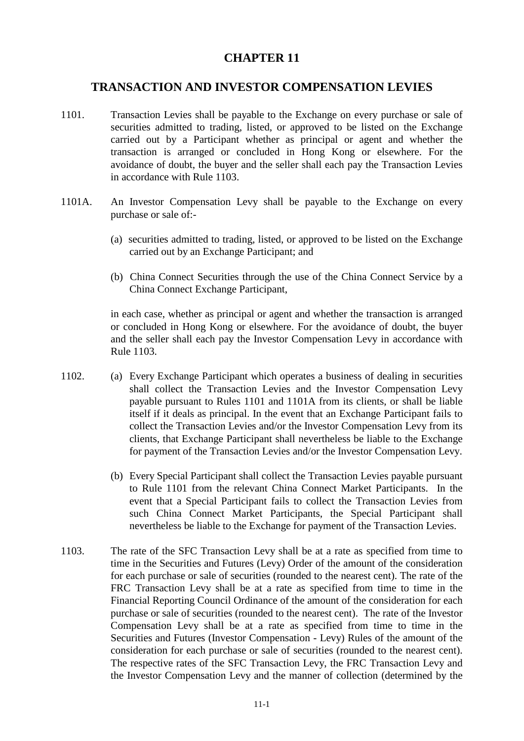# CHAPTER 11

## TRANSACTION AND INVESTOR COMPENSATION LEVIES

1101. Transaction Levies shall be payable to the Exchange on every purchase or sale of securities admitted to trading, listed, or approved to be listed on the Exchange carried out by a Participant whether as principal or agent and whether the transaction is arranged or concluded in Hong Kong or elsewhere. For the avoidance of doubt, the buyer and the seller shall each pay the Transaction Levies in accordance with Rule 1103.

1101A. An Investor Compensation Levy shall be payable to the Exchange on every purchase or sale of:-

(a) securities admitted to trading, listed, or approved to be listed on the Exchange carried out by an Exchange Participant; and

(b) China Connect Securities through the use of the China Connect Service by a China Connect Exchange Participant,

in each case, whether as principal or agent and whether the transaction is arranged or concluded in Hong Kong or elsewhere. For the avoidance of doubt, the buyer and the seller shall each pay the Investor Compensation Levy in accordance with Rule 1103.

1102. (a) Every Exchange Participant which operates a business of dealing in securities shall collect the Transaction Levies and the Investor Compensation Levy payable pursuant to Rules 1101 and 1101A from its clients, or shall be liable itself if it deals as principal. In the event that an Exchange Participant fails to collect the Transaction Levies and/or the Investor Compensation Levy from its clients, that Exchange Participant shall nevertheless be liable to the Exchange for payment of the Transaction Levies and/or the Investor Compensation Levy.

(b) Every Special Participant shall collect the Transaction Levies payable pursuant to Rule 1101 from the relevant China Connect Market Participants. In the event that a Special Participant fails to collect the Transaction Levies from such China Connect Market Participants, the Special Participant shall nevertheless be liable to the Exchange for payment of the Transaction Levies.

1103. The rate of the SFC Transaction Levy shall be at a rate as specified from time to time in the Securities and Futures (Levy) Order of the amount of the consideration for each purchase or sale of securities (rounded to the nearest cent). The rate of the FRC Transaction Levy shall be at a rate as specified from time to time in the Financial Reporting Council Ordinance of the amount of the consideration for each purchase or sale of securities (rounded to the nearest cent). The rate of the Investor Compensation Levy shall be at a rate as specified from time to time in the Securities and Futures (Investor Compensation - Levy) Rules of the amount of the consideration for each purchase or sale of securities (rounded to the nearest cent). The respective rates of the SFC Transaction Levy, the FRC Transaction Levy and the Investor Compensation Levy and the manner of collection (determined by the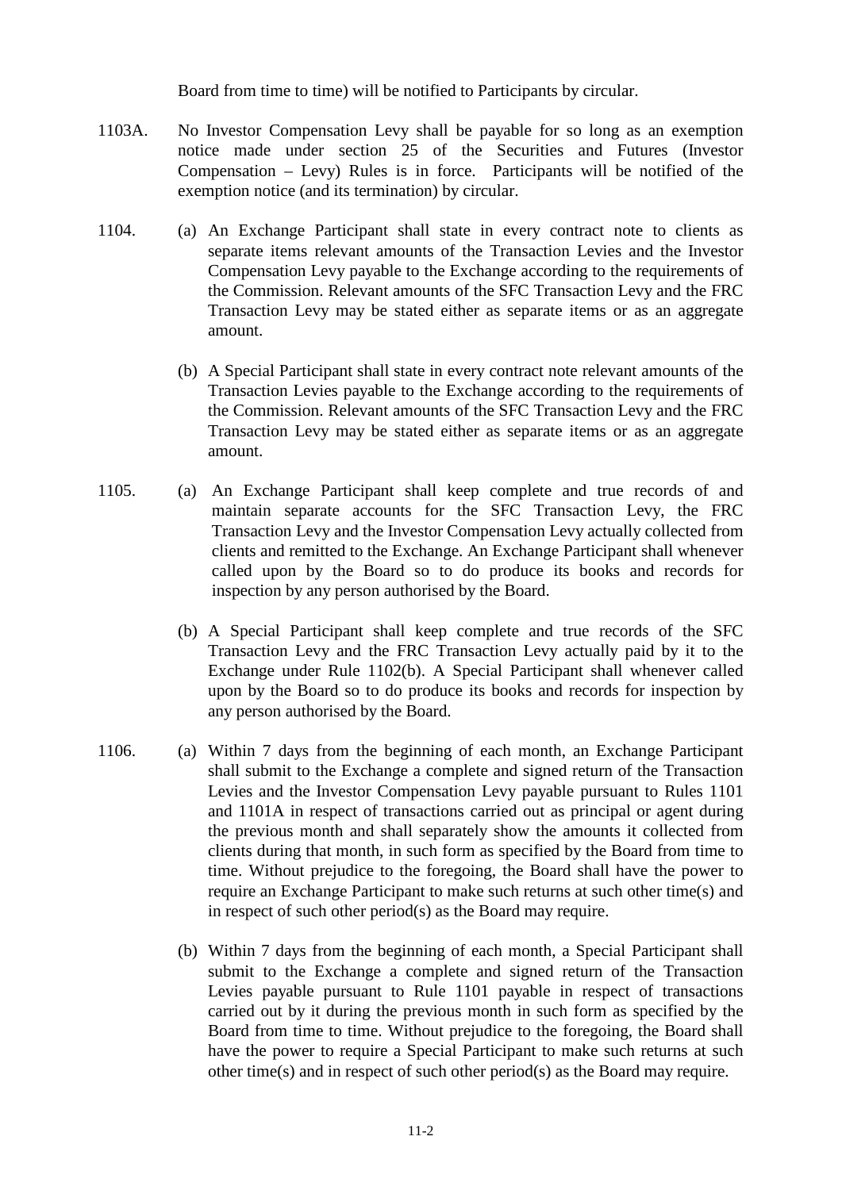Board from time to time) will be notified to Participants by circular.

1103A. No Investor Compensation Levy shall be payable for so long as an exemption notice made under section 25 of the Securities and Futures (Investor Compensation – Levy) Rules is in force. Participants will be notified of the exemption notice (and its termination) by circular.

1104. (a) An Exchange Participant shall state in every contract note to clients as separate items relevant amounts of the Transaction Levies and the Investor Compensation Levy payable to the Exchange according to the requirements of the Commission. Relevant amounts of the SFC Transaction Levy and the FRC Transaction Levy may be stated either as separate items or as an aggregate amount.

(b) A Special Participant shall state in every contract note relevant amounts of the Transaction Levies payable to the Exchange according to the requirements of the Commission. Relevant amounts of the SFC Transaction Levy and the FRC Transaction Levy may be stated either as separate items or as an aggregate amount.

1105. (a) An Exchange Participant shall keep complete and true records of and maintain separate accounts for the SFC Transaction Levy, the FRC Transaction Levy and the Investor Compensation Levy actually collected from clients and remitted to the Exchange. An Exchange Participant shall whenever called upon by the Board so to do produce its books and records for inspection by any person authorised by the Board.

(b) A Special Participant shall keep complete and true records of the SFC Transaction Levy and the FRC Transaction Levy actually paid by it to the Exchange under Rule 1102(b). A Special Participant shall whenever called upon by the Board so to do produce its books and records for inspection by any person authorised by the Board.

1106. (a) Within 7 days from the beginning of each month, an Exchange Participant shall submit to the Exchange a complete and signed return of the Transaction Levies and the Investor Compensation Levy payable pursuant to Rules 1101 and 1101A in respect of transactions carried out as principal or agent during the previous month and shall separately show the amounts it collected from clients during that month, in such form as specified by the Board from time to time. Without prejudice to the foregoing, the Board shall have the power to require an Exchange Participant to make such returns at such other time(s) and in respect of such other period(s) as the Board may require.

(b) Within 7 days from the beginning of each month, a Special Participant shall submit to the Exchange a complete and signed return of the Transaction Levies payable pursuant to Rule 1101 payable in respect of transactions carried out by it during the previous month in such form as specified by the Board from time to time. Without prejudice to the foregoing, the Board shall have the power to require a Special Participant to make such returns at such other time(s) and in respect of such other period(s) as the Board may require.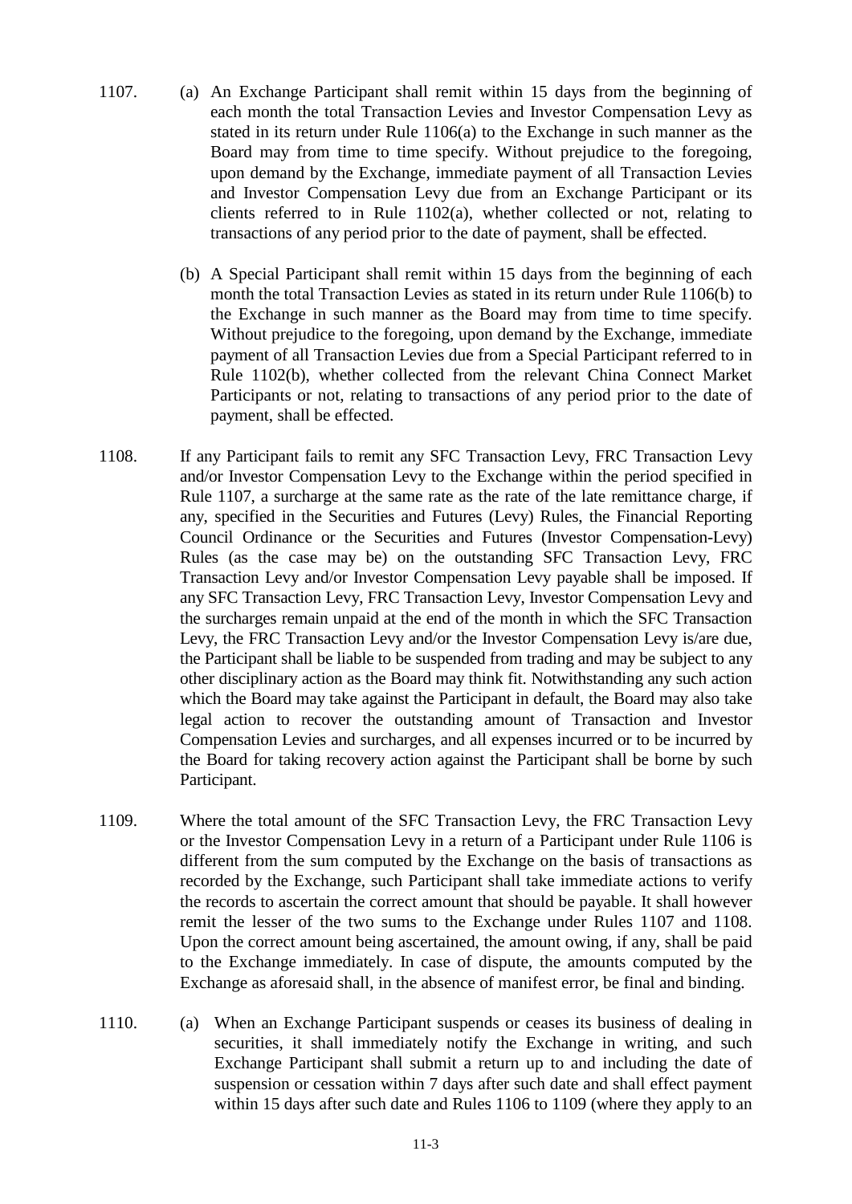1107. (a) An Exchange Participant shall remit within 15 days from the beginning of each month the total Transaction Levies and Investor Compensation Levy as stated in its return under Rule 1106(a) to the Exchange in such manner as the Board may from time to time specify. Without prejudice to the foregoing, upon demand by the Exchange, immediate payment of all Transaction Levies and Investor Compensation Levy due from an Exchange Participant or its clients referred to in Rule 1102(a), whether collected or not, relating to transactions of any period prior to the date of payment, shall be effected.

(b) A Special Participant shall remit within 15 days from the beginning of each month the total Transaction Levies as stated in its return under Rule 1106(b) to the Exchange in such manner as the Board may from time to time specify. Without prejudice to the foregoing, upon demand by the Exchange, immediate payment of all Transaction Levies due from a Special Participant referred to in Rule 1102(b), whether collected from the relevant China Connect Market Participants or not, relating to transactions of any period prior to the date of payment, shall be effected.

1108. If any Participant fails to remit any SFC Transaction Levy, FRC Transaction Levy and/or Investor Compensation Levy to the Exchange within the period specified in Rule 1107, a surcharge at the same rate as the rate of the late remittance charge, if any, specified in the Securities and Futures (Levy) Rules, the Financial Reporting Council Ordinance or the Securities and Futures (Investor Compensation-Levy) Rules (as the case may be) on the outstanding SFC Transaction Levy, FRC Transaction Levy and/or Investor Compensation Levy payable shall be imposed. If any SFC Transaction Levy, FRC Transaction Levy, Investor Compensation Levy and the surcharges remain unpaid at the end of the month in which the SFC Transaction Levy, the FRC Transaction Levy and/or the Investor Compensation Levy is/are due, the Participant shall be liable to be suspended from trading and may be subject to any other disciplinary action as the Board may think fit. Notwithstanding any such action which the Board may take against the Participant in default, the Board may also take legal action to recover the outstanding amount of Transaction and Investor Compensation Levies and surcharges, and all expenses incurred or to be incurred by the Board for taking recovery action against the Participant shall be borne by such Participant.

1109. Where the total amount of the SFC Transaction Levy, the FRC Transaction Levy or the Investor Compensation Levy in a return of a Participant under Rule 1106 is different from the sum computed by the Exchange on the basis of transactions as recorded by the Exchange, such Participant shall take immediate actions to verify the records to ascertain the correct amount that should be payable. It shall however remit the lesser of the two sums to the Exchange under Rules 1107 and 1108. Upon the correct amount being ascertained, the amount owing, if any, shall be paid to the Exchange immediately. In case of dispute, the amounts computed by the Exchange as aforesaid shall, in the absence of manifest error, be final and binding.

1110. (a) When an Exchange Participant suspends or ceases its business of dealing in securities, it shall immediately notify the Exchange in writing, and such Exchange Participant shall submit a return up to and including the date of suspension or cessation within 7 days after such date and shall effect payment within 15 days after such date and Rules 1106 to 1109 (where they apply to an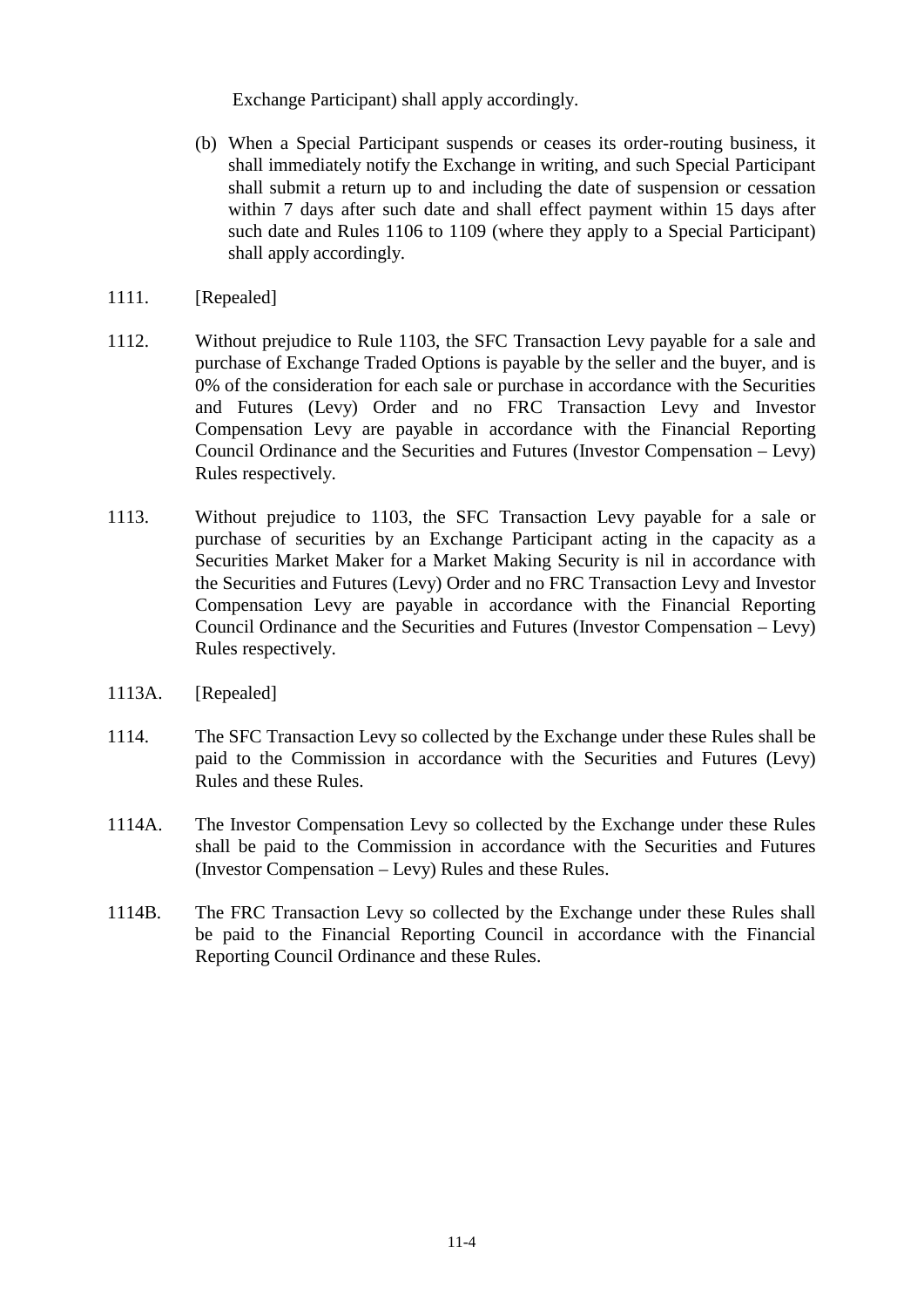Exchange Participant) shall apply accordingly.

(b) When a Special Participant suspends or ceases its order-routing business, it shall immediately notify the Exchange in writing, and such Special Participant shall submit a return up to and including the date of suspension or cessation within 7 days after such date and shall effect payment within 15 days after such date and Rules 1106 to 1109 (where they apply to a Special Participant) shall apply accordingly.

1111. [Repealed]

1112. Without prejudice to Rule 1103, the SFC Transaction Levy payable for a sale and purchase of Exchange Traded Options is payable by the seller and the buyer, and is 0% of the consideration for each sale or purchase in accordance with the Securities and Futures (Levy) Order and no FRC Transaction Levy and Investor Compensation Levy are payable in accordance with the Financial Reporting Council Ordinance and the Securities and Futures (Investor Compensation – Levy) Rules respectively.

1113. Without prejudice to 1103, the SFC Transaction Levy payable for a sale or purchase of securities by an Exchange Participant acting in the capacity as a Securities Market Maker for a Market Making Security is nil in accordance with the Securities and Futures (Levy) Order and no FRC Transaction Levy and Investor Compensation Levy are payable in accordance with the Financial Reporting Council Ordinance and the Securities and Futures (Investor Compensation – Levy) Rules respectively.

1113A. [Repealed]

1114. The SFC Transaction Levy so collected by the Exchange under these Rules shall be paid to the Commission in accordance with the Securities and Futures (Levy) Rules and these Rules.

1114A. The Investor Compensation Levy so collected by the Exchange under these Rules shall be paid to the Commission in accordance with the Securities and Futures (Investor Compensation – Levy) Rules and these Rules.

1114B. The FRC Transaction Levy so collected by the Exchange under these Rules shall be paid to the Financial Reporting Council in accordance with the Financial Reporting Council Ordinance and these Rules.